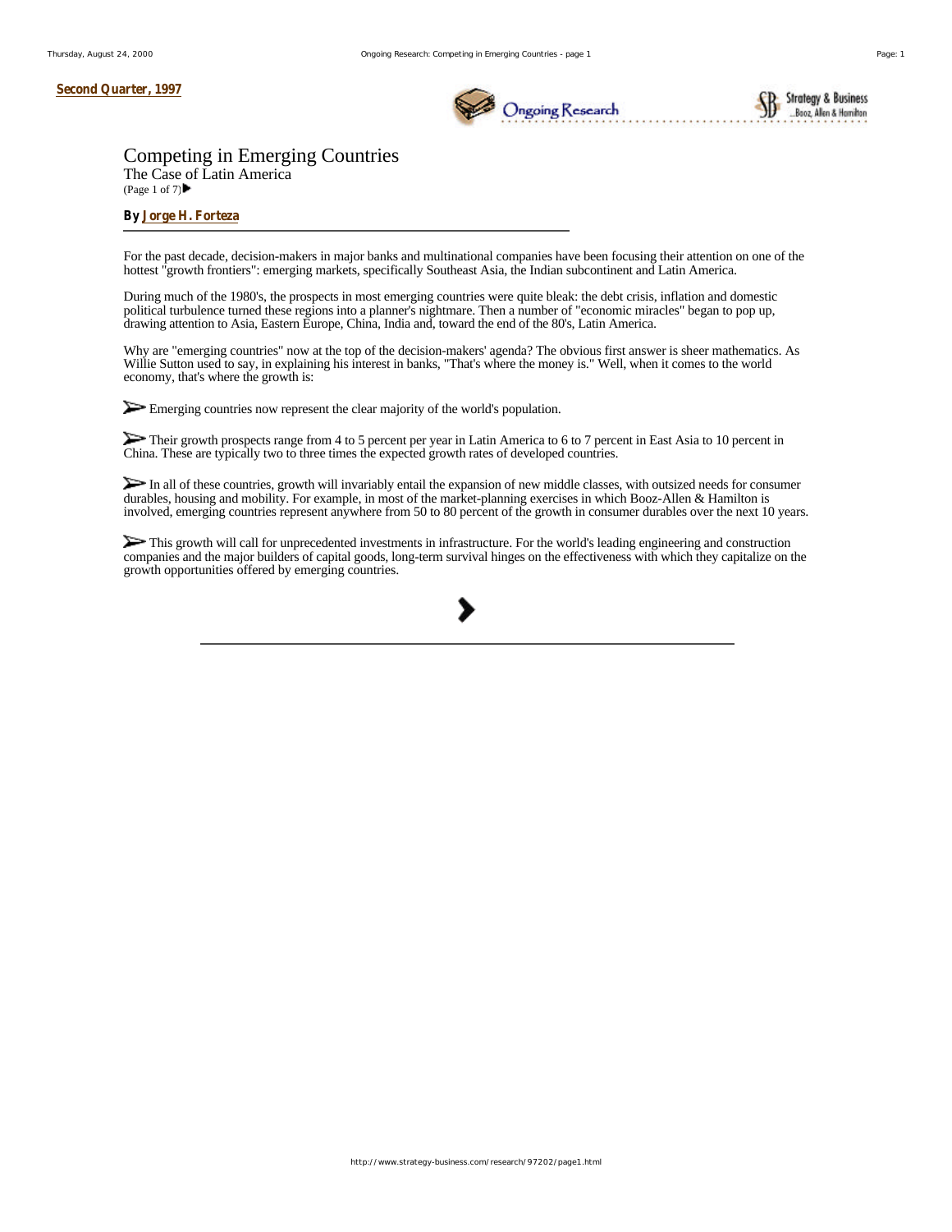Second Quarter, 1997

# Competing in Emerging Countries

## The Case of Latin America

(Page 1 of 7)

**By Jorge H. Forteza**

For the past decade, decision-makers in major banks and multinational companies have been focusing their attention on one of the hottest "growth frontiers": emerging markets, specifically Southeast Asia, the Indian subcontinent and Latin America.

During much of the 1980's, the prospects in most emerging countries were quite bleak: the debt crisis, inflation and domestic political turbulence turned these regions into a planner's nightmare. Then a number of "economic miracles" began to pop up, drawing attention to Asia, Eastern Europe, China, India and, toward the end of the 80's, Latin America.

Why are "emerging countries" now at the top of the decision-makers' agenda? The obvious first answer is sheer mathematics. As Willie Sutton used to say, in explaining his interest in banks, "That's where the money is." Well, when it comes to the world economy, that's where the growth is:

- Emerging countries now represent the clear majority of the world's population.
- Their growth prospects range from 4 to 5 percent per year in Latin America to 6 to 7 percent in East Asia to 10 percent in China. These are typically two to three times the expected growth rates of developed countries.
- In all of these countries, growth will invariably entail the expansion of new middle classes, with outsized needs for consumer durables, housing and mobility. For example, in most of the market-planning exercises in which Booz-Allen & Hamilton is involved, emerging countries represent anywhere from 50 to 80 percent of the growth in consumer durables over the next 10 years.
- This growth will call for unprecedented investments in infrastructure. For the world's leading engineering and construction companies and the major builders of capital goods, long-term survival hinges on the effectiveness with which they capitalize on the growth opportunities offered by emerging countries.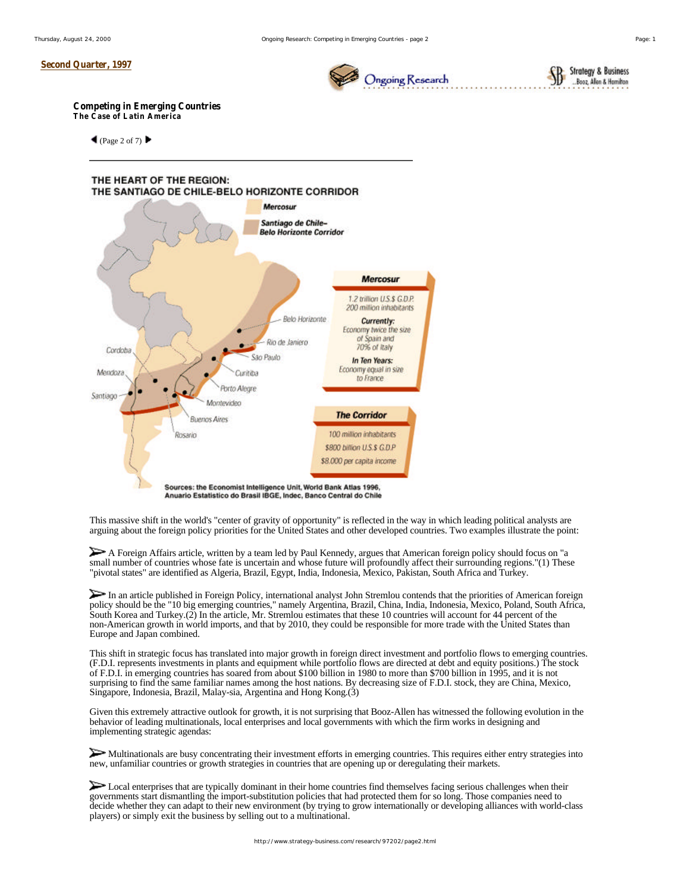Second Quarter, 1997

**Competing in Emerging Countries**
**The Case of Latin America**

(Page 2 of 7)

---

**THE HEART OF THE REGION:**
**THE SANTIAGO DE CHILE-BELO HORIZONTE CORRIDOR**

Mercosur

Santiago de Chile–Belo Horizonte Corridor

Belo Horizonte, Rio de Janeiro, São Paulo, Curitiba, Porto Alegre, Montevideo, Buenos Aires, Rosario, Cordoba, Mendoza, Santiago

**Mercosur**

1.2 trillion U.S.$ G.D.P.
200 million inhabitants

**Currently:**
Economy twice the size of Spain and 70% of Italy

**In Ten Years:**
Economy equal in size to France

**The Corridor**

100 million inhabitants
$800 billion U.S.$ G.D.P
$8.000 per capita income

Sources: the Economist Intelligence Unit, World Bank Atlas 1996, Anuario Estatistico do Brasil IBGE, Indec, Banco Central do Chile

This massive shift in the world's "center of gravity of opportunity" is reflected in the way in which leading political analysts are arguing about the foreign policy priorities for the United States and other developed countries. Two examples illustrate the point:

- A Foreign Affairs article, written by a team led by Paul Kennedy, argues that American foreign policy should focus on "a small number of countries whose fate is uncertain and whose future will profoundly affect their surrounding regions."(1) These "pivotal states" are identified as Algeria, Brazil, Egypt, India, Indonesia, Mexico, Pakistan, South Africa and Turkey.

- In an article published in Foreign Policy, international analyst John Stremlou contends that the priorities of American foreign policy should be the "10 big emerging countries," namely Argentina, Brazil, China, India, Indonesia, Mexico, Poland, South Africa, South Korea and Turkey.(2) In the article, Mr. Stremlou estimates that these 10 countries will account for 44 percent of the non-American growth in world imports, and that by 2010, they could be responsible for more trade with the United States than Europe and Japan combined.

This shift in strategic focus has translated into major growth in foreign direct investment and portfolio flows to emerging countries. (F.D.I. represents investments in plants and equipment while portfolio flows are directed at debt and equity positions.) The stock of F.D.I. in emerging countries has soared from about $100 billion in 1980 to more than $700 billion in 1995, and it is not surprising to find the same familiar names among the host nations. By decreasing size of F.D.I. stock, they are China, Mexico, Singapore, Indonesia, Brazil, Malay-sia, Argentina and Hong Kong.(3)

Given this extremely attractive outlook for growth, it is not surprising that Booz-Allen has witnessed the following evolution in the behavior of leading multinationals, local enterprises and local governments with which the firm works in designing and implementing strategic agendas:

- Multinationals are busy concentrating their investment efforts in emerging countries. This requires either entry strategies into new, unfamiliar countries or growth strategies in countries that are opening up or deregulating their markets.

- Local enterprises that are typically dominant in their home countries find themselves facing serious challenges when their governments start dismantling the import-substitution policies that had protected them for so long. Those companies need to decide whether they can adapt to their new environment (by trying to grow internationally or developing alliances with world-class players) or simply exit the business by selling out to a multinational.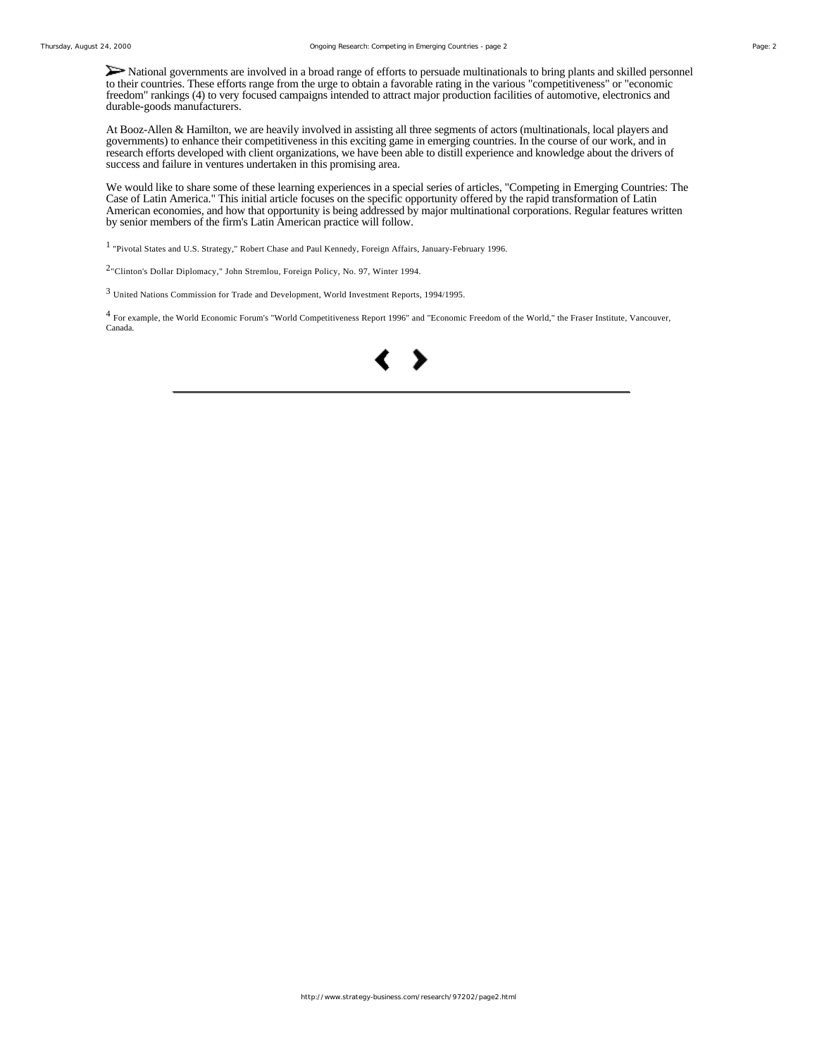National governments are involved in a broad range of efforts to persuade multinationals to bring plants and skilled personnel to their countries. These efforts range from the urge to obtain a favorable rating in the various "competitiveness" or "economic freedom" rankings (4) to very focused campaigns intended to attract major production facilities of automotive, electronics and durable-goods manufacturers.

At Booz-Allen & Hamilton, we are heavily involved in assisting all three segments of actors (multinationals, local players and governments) to enhance their competitiveness in this exciting game in emerging countries. In the course of our work, and in research efforts developed with client organizations, we have been able to distill experience and knowledge about the drivers of success and failure in ventures undertaken in this promising area.

We would like to share some of these learning experiences in a special series of articles, "Competing in Emerging Countries: The Case of Latin America." This initial article focuses on the specific opportunity offered by the rapid transformation of Latin American economies, and how that opportunity is being addressed by major multinational corporations. Regular features written by senior members of the firm's Latin American practice will follow.

[1] "Pivotal States and U.S. Strategy," Robert Chase and Paul Kennedy, Foreign Affairs, January-February 1996.

[2] "Clinton's Dollar Diplomacy," John Stremlou, Foreign Policy, No. 97, Winter 1994.

[3] United Nations Commission for Trade and Development, World Investment Reports, 1994/1995.

[4] For example, the World Economic Forum's "World Competitiveness Report 1996" and "Economic Freedom of the World," the Fraser Institute, Vancouver, Canada.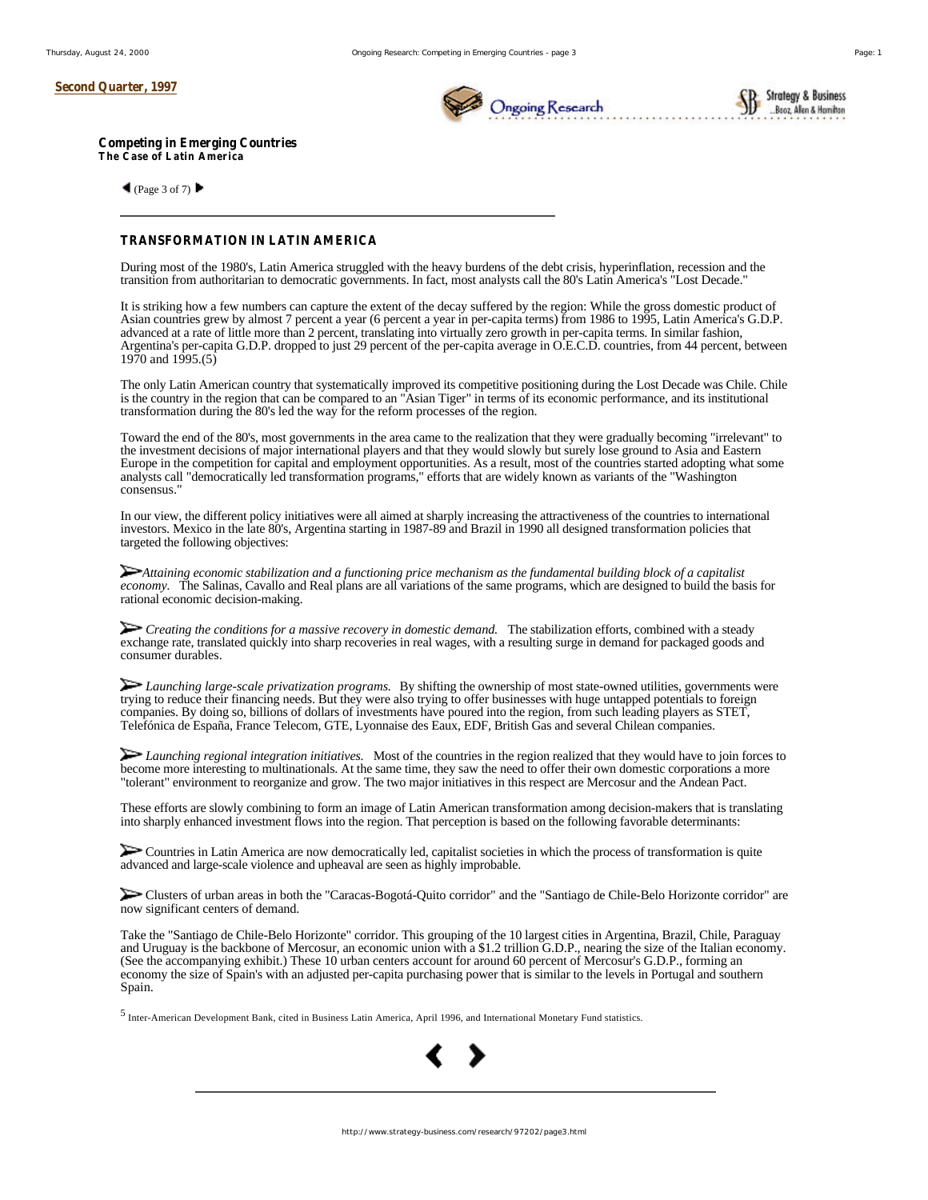**Second Quarter, 1997**

**Competing in Emerging Countries**
**The Case of Latin America**

(Page 3 of 7)

---

### TRANSFORMATION IN LATIN AMERICA

During most of the 1980's, Latin America struggled with the heavy burdens of the debt crisis, hyperinflation, recession and the transition from authoritarian to democratic governments. In fact, most analysts call the 80's Latin America's "Lost Decade."

It is striking how a few numbers can capture the extent of the decay suffered by the region: While the gross domestic product of Asian countries grew by almost 7 percent a year (6 percent a year in per-capita terms) from 1986 to 1995, Latin America's G.D.P. advanced at a rate of little more than 2 percent, translating into virtually zero growth in per-capita terms. In similar fashion, Argentina's per-capita G.D.P. dropped to just 29 percent of the per-capita average in O.E.C.D. countries, from 44 percent, between 1970 and 1995.(5)

The only Latin American country that systematically improved its competitive positioning during the Lost Decade was Chile. Chile is the country in the region that can be compared to an "Asian Tiger" in terms of its economic performance, and its institutional transformation during the 80's led the way for the reform processes of the region.

Toward the end of the 80's, most governments in the area came to the realization that they were gradually becoming "irrelevant" to the investment decisions of major international players and that they would slowly but surely lose ground to Asia and Eastern Europe in the competition for capital and employment opportunities. As a result, most of the countries started adopting what some analysts call "democratically led transformation programs," efforts that are widely known as variants of the "Washington consensus."

In our view, the different policy initiatives were all aimed at sharply increasing the attractiveness of the countries to international investors. Mexico in the late 80's, Argentina starting in 1987-89 and Brazil in 1990 all designed transformation policies that targeted the following objectives:

- *Attaining economic stabilization and a functioning price mechanism as the fundamental building block of a capitalist economy.* The Salinas, Cavallo and Real plans are all variations of the same programs, which are designed to build the basis for rational economic decision-making.

- *Creating the conditions for a massive recovery in domestic demand.* The stabilization efforts, combined with a steady exchange rate, translated quickly into sharp recoveries in real wages, with a resulting surge in demand for packaged goods and consumer durables.

- *Launching large-scale privatization programs.* By shifting the ownership of most state-owned utilities, governments were trying to reduce their financing needs. But they were also trying to offer businesses with huge untapped potentials to foreign companies. By doing so, billions of dollars of investments have poured into the region, from such leading players as STET, Telefónica de España, France Telecom, GTE, Lyonnaise des Eaux, EDF, British Gas and several Chilean companies.

- *Launching regional integration initiatives.* Most of the countries in the region realized that they would have to join forces to become more interesting to multinationals. At the same time, they saw the need to offer their own domestic corporations a more "tolerant" environment to reorganize and grow. The two major initiatives in this respect are Mercosur and the Andean Pact.

These efforts are slowly combining to form an image of Latin American transformation among decision-makers that is translating into sharply enhanced investment flows into the region. That perception is based on the following favorable determinants:

- Countries in Latin America are now democratically led, capitalist societies in which the process of transformation is quite advanced and large-scale violence and upheaval are seen as highly improbable.

- Clusters of urban areas in both the "Caracas-Bogotá-Quito corridor" and the "Santiago de Chile-Belo Horizonte corridor" are now significant centers of demand.

Take the "Santiago de Chile-Belo Horizonte" corridor. This grouping of the 10 largest cities in Argentina, Brazil, Chile, Paraguay and Uruguay is the backbone of Mercosur, an economic union with a $1.2 trillion G.D.P., nearing the size of the Italian economy. (See the accompanying exhibit.) These 10 urban centers account for around 60 percent of Mercosur's G.D.P., forming an economy the size of Spain's with an adjusted per-capita purchasing power that is similar to the levels in Portugal and southern Spain.

[5] Inter-American Development Bank, cited in Business Latin America, April 1996, and International Monetary Fund statistics.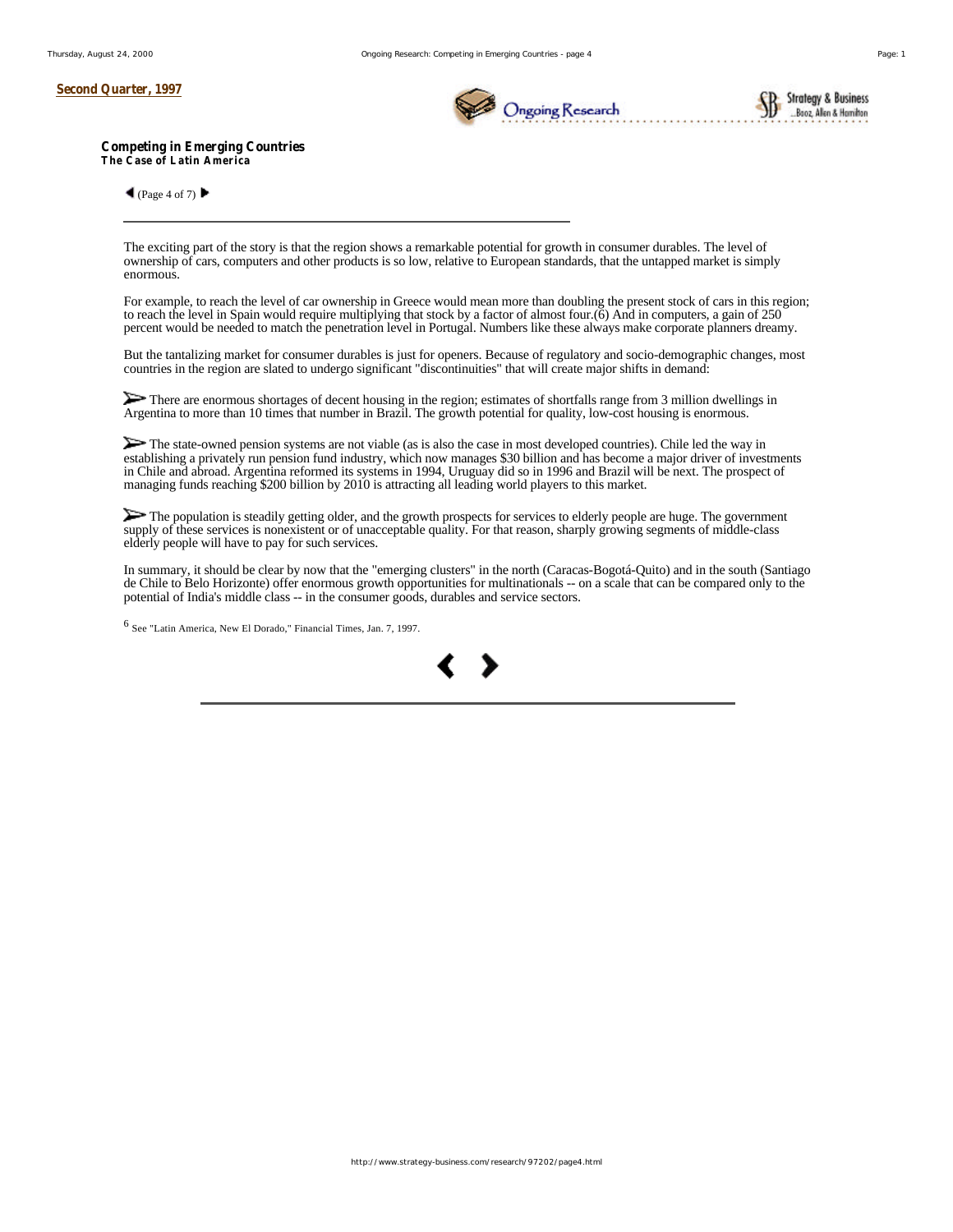Second Quarter, 1997

**Competing in Emerging Countries**
**The Case of Latin America**

(Page 4 of 7)

---

The exciting part of the story is that the region shows a remarkable potential for growth in consumer durables. The level of ownership of cars, computers and other products is so low, relative to European standards, that the untapped market is simply enormous.

For example, to reach the level of car ownership in Greece would mean more than doubling the present stock of cars in this region; to reach the level in Spain would require multiplying that stock by a factor of almost four.(6) And in computers, a gain of 250 percent would be needed to match the penetration level in Portugal. Numbers like these always make corporate planners dreamy.

But the tantalizing market for consumer durables is just for openers. Because of regulatory and socio-demographic changes, most countries in the region are slated to undergo significant "discontinuities" that will create major shifts in demand:

- There are enormous shortages of decent housing in the region; estimates of shortfalls range from 3 million dwellings in Argentina to more than 10 times that number in Brazil. The growth potential for quality, low-cost housing is enormous.

- The state-owned pension systems are not viable (as is also the case in most developed countries). Chile led the way in establishing a privately run pension fund industry, which now manages $30 billion and has become a major driver of investments in Chile and abroad. Argentina reformed its systems in 1994, Uruguay did so in 1996 and Brazil will be next. The prospect of managing funds reaching $200 billion by 2010 is attracting all leading world players to this market.

- The population is steadily getting older, and the growth prospects for services to elderly people are huge. The government supply of these services is nonexistent or of unacceptable quality. For that reason, sharply growing segments of middle-class elderly people will have to pay for such services.

In summary, it should be clear by now that the "emerging clusters" in the north (Caracas-Bogotá-Quito) and in the south (Santiago de Chile to Belo Horizonte) offer enormous growth opportunities for multinationals -- on a scale that can be compared only to the potential of India's middle class -- in the consumer goods, durables and service sectors.

[6] See "Latin America, New El Dorado," Financial Times, Jan. 7, 1997.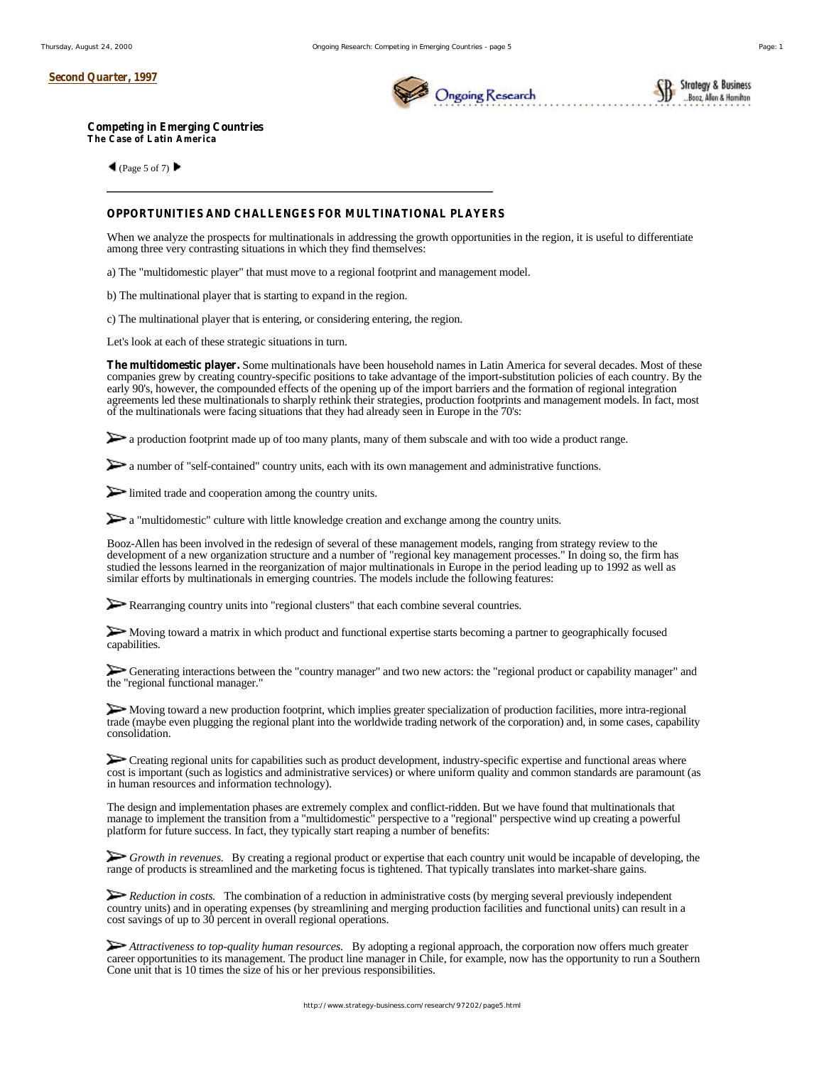**Second Quarter, 1997**

**Competing in Emerging Countries**
**The Case of Latin America**

(Page 5 of 7)

---

## OPPORTUNITIES AND CHALLENGES FOR MULTINATIONAL PLAYERS

When we analyze the prospects for multinationals in addressing the growth opportunities in the region, it is useful to differentiate among three very contrasting situations in which they find themselves:

a) The "multidomestic player" that must move to a regional footprint and management model.

b) The multinational player that is starting to expand in the region.

c) The multinational player that is entering, or considering entering, the region.

Let's look at each of these strategic situations in turn.

**The multidomestic player.** Some multinationals have been household names in Latin America for several decades. Most of these companies grew by creating country-specific positions to take advantage of the import-substitution policies of each country. By the early 90's, however, the compounded effects of the opening up of the import barriers and the formation of regional integration agreements led these multinationals to sharply rethink their strategies, production footprints and management models. In fact, most of the multinationals were facing situations that they had already seen in Europe in the 70's:

- a production footprint made up of too many plants, many of them subscale and with too wide a product range.
- a number of "self-contained" country units, each with its own management and administrative functions.
- limited trade and cooperation among the country units.
- a "multidomestic" culture with little knowledge creation and exchange among the country units.

Booz-Allen has been involved in the redesign of several of these management models, ranging from strategy review to the development of a new organization structure and a number of "regional key management processes." In doing so, the firm has studied the lessons learned in the reorganization of major multinationals in Europe in the period leading up to 1992 as well as similar efforts by multinationals in emerging countries. The models include the following features:

- Rearranging country units into "regional clusters" that each combine several countries.
- Moving toward a matrix in which product and functional expertise starts becoming a partner to geographically focused capabilities.
- Generating interactions between the "country manager" and two new actors: the "regional product or capability manager" and the "regional functional manager."
- Moving toward a new production footprint, which implies greater specialization of production facilities, more intra-regional trade (maybe even plugging the regional plant into the worldwide trading network of the corporation) and, in some cases, capability consolidation.
- Creating regional units for capabilities such as product development, industry-specific expertise and functional areas where cost is important (such as logistics and administrative services) or where uniform quality and common standards are paramount (as in human resources and information technology).

The design and implementation phases are extremely complex and conflict-ridden. But we have found that multinationals that manage to implement the transition from a "multidomestic" perspective to a "regional" perspective wind up creating a powerful platform for future success. In fact, they typically start reaping a number of benefits:

- *Growth in revenues.* By creating a regional product or expertise that each country unit would be incapable of developing, the range of products is streamlined and the marketing focus is tightened. That typically translates into market-share gains.
- *Reduction in costs.* The combination of a reduction in administrative costs (by merging several previously independent country units) and in operating expenses (by streamlining and merging production facilities and functional units) can result in a cost savings of up to 30 percent in overall regional operations.
- *Attractiveness to top-quality human resources.* By adopting a regional approach, the corporation now offers much greater career opportunities to its management. The product line manager in Chile, for example, now has the opportunity to run a Southern Cone unit that is 10 times the size of his or her previous responsibilities.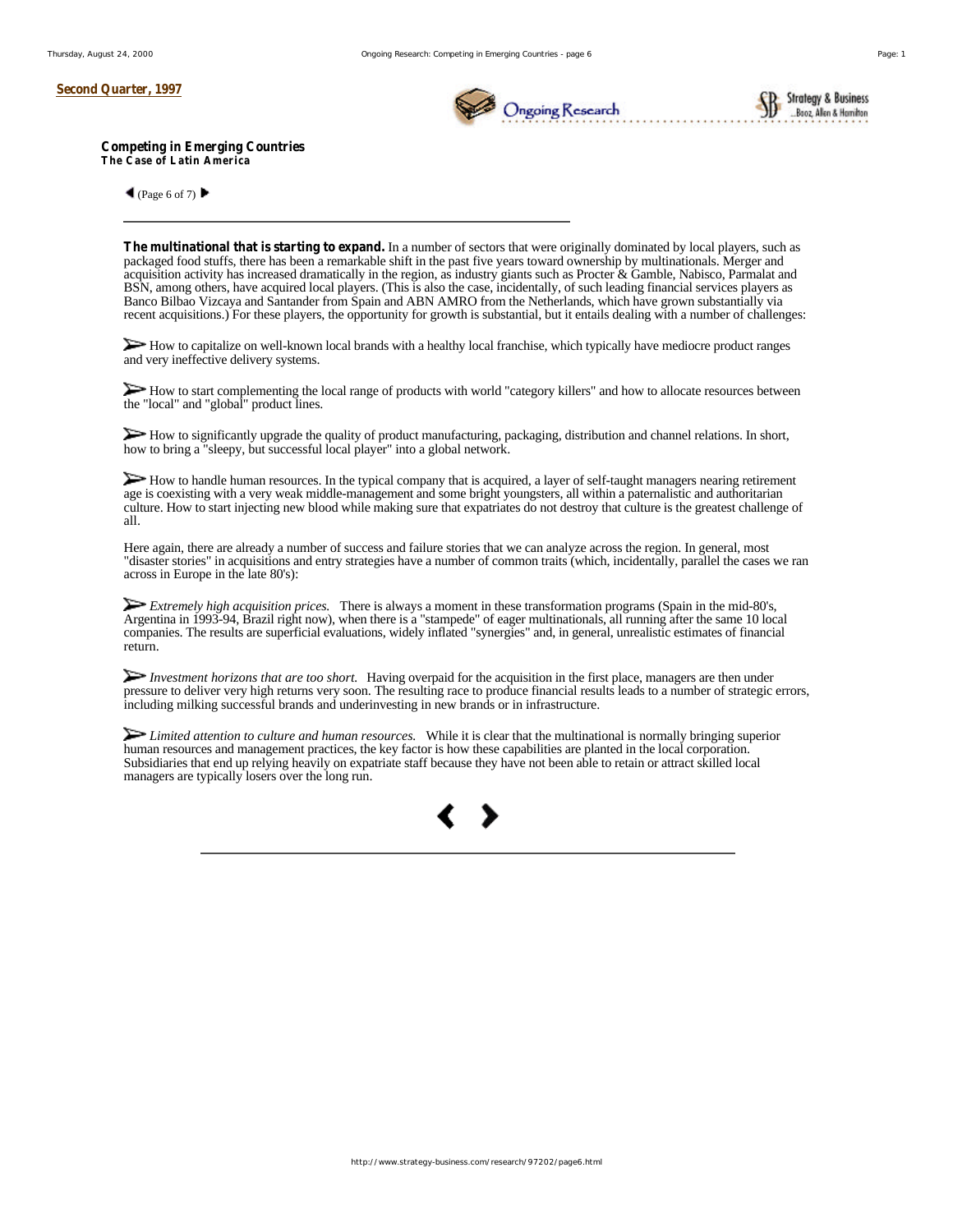Second Quarter, 1997

**Competing in Emerging Countries**
**The Case of Latin America**

(Page 6 of 7)

---

**The multinational that is starting to expand.** In a number of sectors that were originally dominated by local players, such as packaged food stuffs, there has been a remarkable shift in the past five years toward ownership by multinationals. Merger and acquisition activity has increased dramatically in the region, as industry giants such as Procter & Gamble, Nabisco, Parmalat and BSN, among others, have acquired local players. (This is also the case, incidentally, of such leading financial services players as Banco Bilbao Vizcaya and Santander from Spain and ABN AMRO from the Netherlands, which have grown substantially via recent acquisitions.) For these players, the opportunity for growth is substantial, but it entails dealing with a number of challenges:

- How to capitalize on well-known local brands with a healthy local franchise, which typically have mediocre product ranges and very ineffective delivery systems.
- How to start complementing the local range of products with world "category killers" and how to allocate resources between the "local" and "global" product lines.
- How to significantly upgrade the quality of product manufacturing, packaging, distribution and channel relations. In short, how to bring a "sleepy, but successful local player" into a global network.
- How to handle human resources. In the typical company that is acquired, a layer of self-taught managers nearing retirement age is coexisting with a very weak middle-management and some bright youngsters, all within a paternalistic and authoritarian culture. How to start injecting new blood while making sure that expatriates do not destroy that culture is the greatest challenge of all.

Here again, there are already a number of success and failure stories that we can analyze across the region. In general, most "disaster stories" in acquisitions and entry strategies have a number of common traits (which, incidentally, parallel the cases we ran across in Europe in the late 80's):

- *Extremely high acquisition prices.* There is always a moment in these transformation programs (Spain in the mid-80's, Argentina in 1993-94, Brazil right now), when there is a "stampede" of eager multinationals, all running after the same 10 local companies. The results are superficial evaluations, widely inflated "synergies" and, in general, unrealistic estimates of financial return.
- *Investment horizons that are too short.* Having overpaid for the acquisition in the first place, managers are then under pressure to deliver very high returns very soon. The resulting race to produce financial results leads to a number of strategic errors, including milking successful brands and underinvesting in new brands or in infrastructure.
- *Limited attention to culture and human resources.* While it is clear that the multinational is normally bringing superior human resources and management practices, the key factor is how these capabilities are planted in the local corporation. Subsidiaries that end up relying heavily on expatriate staff because they have not been able to retain or attract skilled local managers are typically losers over the long run.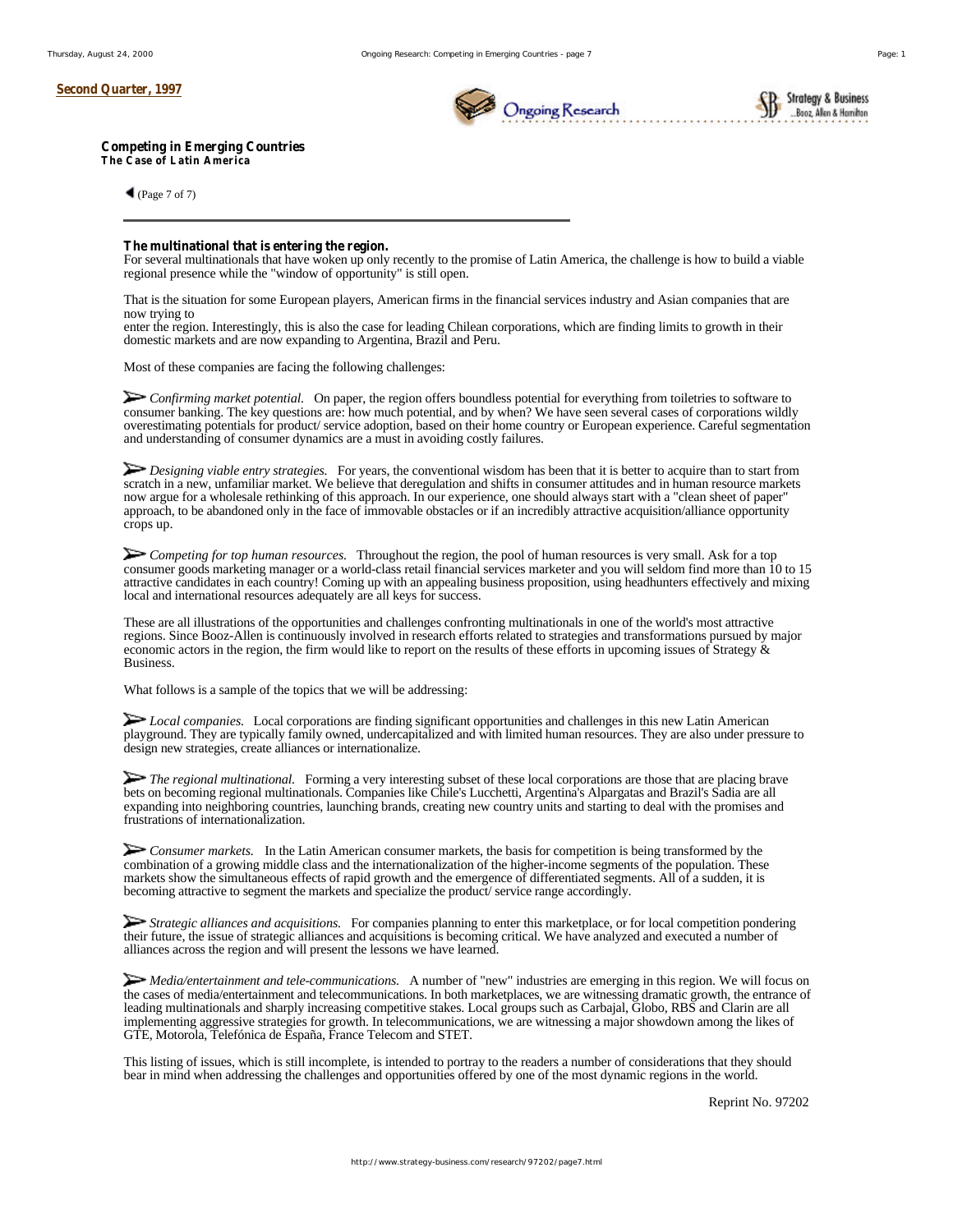**Second Quarter, 1997**

**Competing in Emerging Countries**
**The Case of Latin America**

(Page 7 of 7)

---

**The multinational that is entering the region.**
For several multinationals that have woken up only recently to the promise of Latin America, the challenge is how to build a viable regional presence while the "window of opportunity" is still open.

That is the situation for some European players, American firms in the financial services industry and Asian companies that are now trying to
enter the region. Interestingly, this is also the case for leading Chilean corporations, which are finding limits to growth in their domestic markets and are now expanding to Argentina, Brazil and Peru.

Most of these companies are facing the following challenges:

- *Confirming market potential.* On paper, the region offers boundless potential for everything from toiletries to software to consumer banking. The key questions are: how much potential, and by when? We have seen several cases of corporations wildly overestimating potentials for product/ service adoption, based on their home country or European experience. Careful segmentation and understanding of consumer dynamics are a must in avoiding costly failures.

- *Designing viable entry strategies.* For years, the conventional wisdom has been that it is better to acquire than to start from scratch in a new, unfamiliar market. We believe that deregulation and shifts in consumer attitudes and in human resource markets now argue for a wholesale rethinking of this approach. In our experience, one should always start with a "clean sheet of paper" approach, to be abandoned only in the face of immovable obstacles or if an incredibly attractive acquisition/alliance opportunity crops up.

- *Competing for top human resources.* Throughout the region, the pool of human resources is very small. Ask for a top consumer goods marketing manager or a world-class retail financial services marketer and you will seldom find more than 10 to 15 attractive candidates in each country! Coming up with an appealing business proposition, using headhunters effectively and mixing local and international resources adequately are all keys for success.

These are all illustrations of the opportunities and challenges confronting multinationals in one of the world's most attractive regions. Since Booz-Allen is continuously involved in research efforts related to strategies and transformations pursued by major economic actors in the region, the firm would like to report on the results of these efforts in upcoming issues of Strategy & Business.

What follows is a sample of the topics that we will be addressing:

- *Local companies.* Local corporations are finding significant opportunities and challenges in this new Latin American playground. They are typically family owned, undercapitalized and with limited human resources. They are also under pressure to design new strategies, create alliances or internationalize.

- *The regional multinational.* Forming a very interesting subset of these local corporations are those that are placing brave bets on becoming regional multinationals. Companies like Chile's Lucchetti, Argentina's Alpargatas and Brazil's Sadia are all expanding into neighboring countries, launching brands, creating new country units and starting to deal with the promises and frustrations of internationalization.

- *Consumer markets.* In the Latin American consumer markets, the basis for competition is being transformed by the combination of a growing middle class and the internationalization of the higher-income segments of the population. These markets show the simultaneous effects of rapid growth and the emergence of differentiated segments. All of a sudden, it is becoming attractive to segment the markets and specialize the product/ service range accordingly.

- *Strategic alliances and acquisitions.* For companies planning to enter this marketplace, or for local competition pondering their future, the issue of strategic alliances and acquisitions is becoming critical. We have analyzed and executed a number of alliances across the region and will present the lessons we have learned.

- *Media/entertainment and tele-communications.* A number of "new" industries are emerging in this region. We will focus on the cases of media/entertainment and telecommunications. In both marketplaces, we are witnessing dramatic growth, the entrance of leading multinationals and sharply increasing competitive stakes. Local groups such as Carbajal, Globo, RBS and Clarin are all implementing aggressive strategies for growth. In telecommunications, we are witnessing a major showdown among the likes of GTE, Motorola, Telefónica de España, France Telecom and STET.

This listing of issues, which is still incomplete, is intended to portray to the readers a number of considerations that they should bear in mind when addressing the challenges and opportunities offered by one of the most dynamic regions in the world.

Reprint No. 97202